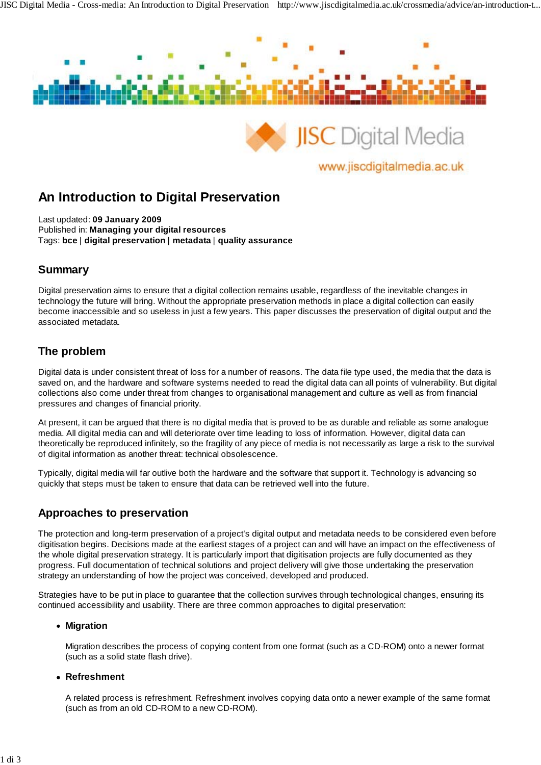# An Introduction to Digital Preservation

Last updated: **09 January 2009**
Published in: **Managing your digital resources**
Tags: **bce** | **digital preservation** | **metadata** | **quality assurance**

## Summary

Digital preservation aims to ensure that a digital collection remains usable, regardless of the inevitable changes in technology the future will bring. Without the appropriate preservation methods in place a digital collection can easily become inaccessible and so useless in just a few years. This paper discusses the preservation of digital output and the associated metadata.

## The problem

Digital data is under consistent threat of loss for a number of reasons. The data file type used, the media that the data is saved on, and the hardware and software systems needed to read the digital data can all points of vulnerability. But digital collections also come under threat from changes to organisational management and culture as well as from financial pressures and changes of financial priority.

At present, it can be argued that there is no digital media that is proved to be as durable and reliable as some analogue media. All digital media can and will deteriorate over time leading to loss of information. However, digital data can theoretically be reproduced infinitely, so the fragility of any piece of media is not necessarily as large a risk to the survival of digital information as another threat: technical obsolescence.

Typically, digital media will far outlive both the hardware and the software that support it. Technology is advancing so quickly that steps must be taken to ensure that data can be retrieved well into the future.

## Approaches to preservation

The protection and long-term preservation of a project's digital output and metadata needs to be considered even before digitisation begins. Decisions made at the earliest stages of a project can and will have an impact on the effectiveness of the whole digital preservation strategy. It is particularly import that digitisation projects are fully documented as they progress. Full documentation of technical solutions and project delivery will give those undertaking the preservation strategy an understanding of how the project was conceived, developed and produced.

Strategies have to be put in place to guarantee that the collection survives through technological changes, ensuring its continued accessibility and usability. There are three common approaches to digital preservation:

- **Migration**

  Migration describes the process of copying content from one format (such as a CD-ROM) onto a newer format (such as a solid state flash drive).

- **Refreshment**

  A related process is refreshment. Refreshment involves copying data onto a newer example of the same format (such as from an old CD-ROM to a new CD-ROM).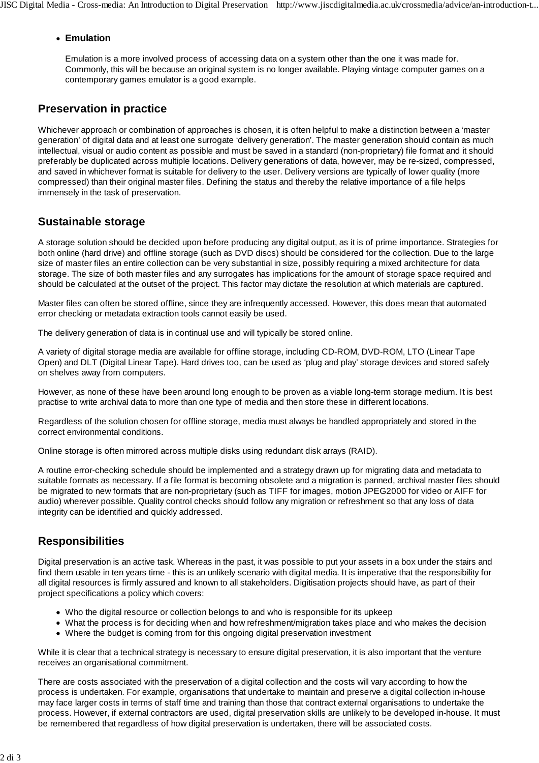- **Emulation**

  Emulation is a more involved process of accessing data on a system other than the one it was made for. Commonly, this will be because an original system is no longer available. Playing vintage computer games on a contemporary games emulator is a good example.

## Preservation in practice

Whichever approach or combination of approaches is chosen, it is often helpful to make a distinction between a ‘master generation’ of digital data and at least one surrogate ‘delivery generation’. The master generation should contain as much intellectual, visual or audio content as possible and must be saved in a standard (non-proprietary) file format and it should preferably be duplicated across multiple locations. Delivery generations of data, however, may be re-sized, compressed, and saved in whichever format is suitable for delivery to the user. Delivery versions are typically of lower quality (more compressed) than their original master files. Defining the status and thereby the relative importance of a file helps immensely in the task of preservation.

## Sustainable storage

A storage solution should be decided upon before producing any digital output, as it is of prime importance. Strategies for both online (hard drive) and offline storage (such as DVD discs) should be considered for the collection. Due to the large size of master files an entire collection can be very substantial in size, possibly requiring a mixed architecture for data storage. The size of both master files and any surrogates has implications for the amount of storage space required and should be calculated at the outset of the project. This factor may dictate the resolution at which materials are captured.

Master files can often be stored offline, since they are infrequently accessed. However, this does mean that automated error checking or metadata extraction tools cannot easily be used.

The delivery generation of data is in continual use and will typically be stored online.

A variety of digital storage media are available for offline storage, including CD-ROM, DVD-ROM, LTO (Linear Tape Open) and DLT (Digital Linear Tape). Hard drives too, can be used as ‘plug and play’ storage devices and stored safely on shelves away from computers.

However, as none of these have been around long enough to be proven as a viable long-term storage medium. It is best practise to write archival data to more than one type of media and then store these in different locations.

Regardless of the solution chosen for offline storage, media must always be handled appropriately and stored in the correct environmental conditions.

Online storage is often mirrored across multiple disks using redundant disk arrays (RAID).

A routine error-checking schedule should be implemented and a strategy drawn up for migrating data and metadata to suitable formats as necessary. If a file format is becoming obsolete and a migration is panned, archival master files should be migrated to new formats that are non-proprietary (such as TIFF for images, motion JPEG2000 for video or AIFF for audio) wherever possible. Quality control checks should follow any migration or refreshment so that any loss of data integrity can be identified and quickly addressed.

## Responsibilities

Digital preservation is an active task. Whereas in the past, it was possible to put your assets in a box under the stairs and find them usable in ten years time - this is an unlikely scenario with digital media. It is imperative that the responsibility for all digital resources is firmly assured and known to all stakeholders. Digitisation projects should have, as part of their project specifications a policy which covers:

- Who the digital resource or collection belongs to and who is responsible for its upkeep
- What the process is for deciding when and how refreshment/migration takes place and who makes the decision
- Where the budget is coming from for this ongoing digital preservation investment

While it is clear that a technical strategy is necessary to ensure digital preservation, it is also important that the venture receives an organisational commitment.

There are costs associated with the preservation of a digital collection and the costs will vary according to how the process is undertaken. For example, organisations that undertake to maintain and preserve a digital collection in-house may face larger costs in terms of staff time and training than those that contract external organisations to undertake the process. However, if external contractors are used, digital preservation skills are unlikely to be developed in-house. It must be remembered that regardless of how digital preservation is undertaken, there will be associated costs.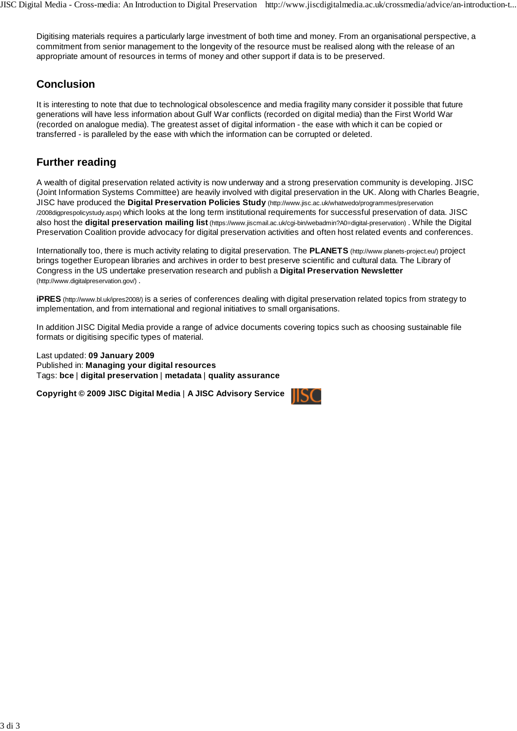Digitising materials requires a particularly large investment of both time and money. From an organisational perspective, a commitment from senior management to the longevity of the resource must be realised along with the release of an appropriate amount of resources in terms of money and other support if data is to be preserved.

## Conclusion

It is interesting to note that due to technological obsolescence and media fragility many consider it possible that future generations will have less information about Gulf War conflicts (recorded on digital media) than the First World War (recorded on analogue media). The greatest asset of digital information - the ease with which it can be copied or transferred - is paralleled by the ease with which the information can be corrupted or deleted.

## Further reading

A wealth of digital preservation related activity is now underway and a strong preservation community is developing. JISC (Joint Information Systems Committee) are heavily involved with digital preservation in the UK. Along with Charles Beagrie, JISC have produced the **Digital Preservation Policies Study** (http://www.jisc.ac.uk/whatwedo/programmes/preservation/2008digprespolicystudy.aspx) which looks at the long term institutional requirements for successful preservation of data. JISC also host the **digital preservation mailing list** (https://www.jiscmail.ac.uk/cgi-bin/webadmin?A0=digital-preservation) . While the Digital Preservation Coalition provide advocacy for digital preservation activities and often host related events and conferences.

Internationally too, there is much activity relating to digital preservation. The **PLANETS** (http://www.planets-project.eu/) project brings together European libraries and archives in order to best preserve scientific and cultural data. The Library of Congress in the US undertake preservation research and publish a **Digital Preservation Newsletter** (http://www.digitalpreservation.gov/) .

**iPRES** (http://www.bl.uk/ipres2008/) is a series of conferences dealing with digital preservation related topics from strategy to implementation, and from international and regional initiatives to small organisations.

In addition JISC Digital Media provide a range of advice documents covering topics such as choosing sustainable file formats or digitising specific types of material.

Last updated: **09 January 2009**
Published in: **Managing your digital resources**
Tags: **bce** | **digital preservation** | **metadata** | **quality assurance**

**Copyright © 2009 JISC Digital Media** | **A JISC Advisory Service**